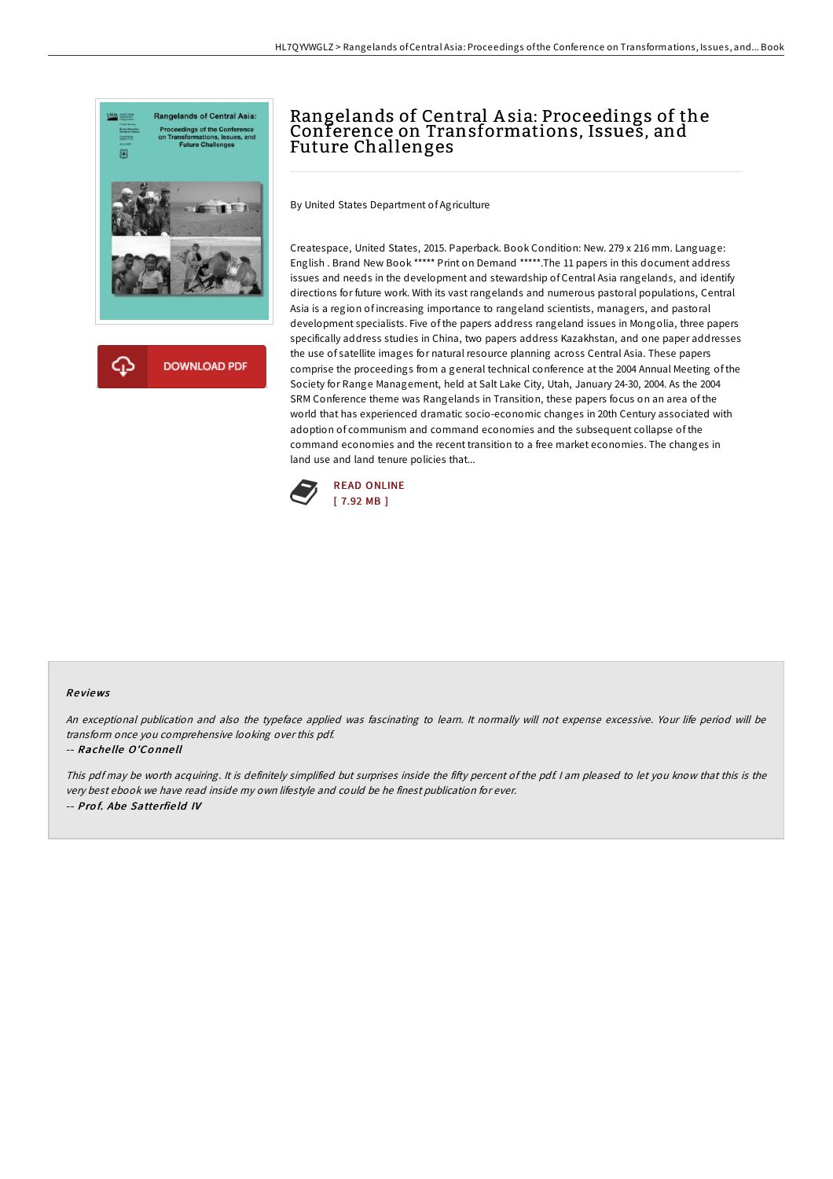# Rangelands of Central Asia: Proceedings of the Conference on Transformations, Issues, and Future Challenges

By United States Department of Agriculture

Createspace, United States, 2015. Paperback. Book Condition: New. 279 x 216 mm. Language: English . Brand New Book ***** Print on Demand *****.The 11 papers in this document address issues and needs in the development and stewardship of Central Asia rangelands, and identify directions for future work. With its vast rangelands and numerous pastoral populations, Central Asia is a region of increasing importance to rangeland scientists, managers, and pastoral development specialists. Five of the papers address rangeland issues in Mongolia, three papers specifically address studies in China, two papers address Kazakhstan, and one paper addresses the use of satellite images for natural resource planning across Central Asia. These papers comprise the proceedings from a general technical conference at the 2004 Annual Meeting of the Society for Range Management, held at Salt Lake City, Utah, January 24-30, 2004. As the 2004 SRM Conference theme was Rangelands in Transition, these papers focus on an area of the world that has experienced dramatic socio-economic changes in 20th Century associated with adoption of communism and command economies and the subsequent collapse of the command economies and the recent transition to a free market economies. The changes in land use and land tenure policies that...

READ ONLINE
[ 7.92 MB ]

## Reviews

*An exceptional publication and also the typeface applied was fascinating to learn. It normally will not expense excessive. Your life period will be transform once you comprehensive looking over this pdf.*

-- *Rachelle O'Connell*

*This pdf may be worth acquiring. It is definitely simplified but surprises inside the fifty percent of the pdf. I am pleased to let you know that this is the very best ebook we have read inside my own lifestyle and could be he finest publication for ever.*

-- *Prof. Abe Satterfield IV*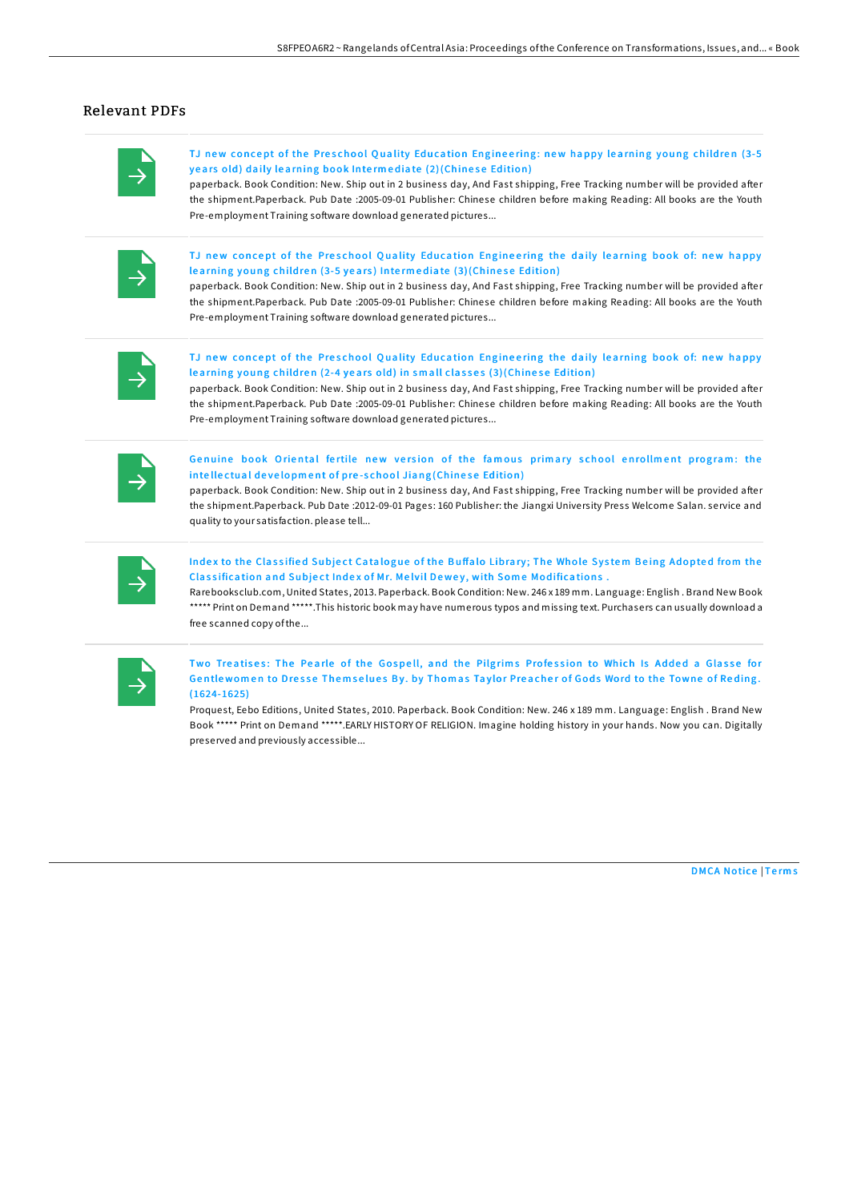## Relevant PDFs

TJ new concept of the Preschool Quality Education Engineering: new happy learning young children (3-5 years old) daily learning book Intermediate (2)(Chinese Edition)

paperback. Book Condition: New. Ship out in 2 business day, And Fast shipping, Free Tracking number will be provided after the shipment.Paperback. Pub Date :2005-09-01 Publisher: Chinese children before making Reading: All books are the Youth Pre-employment Training software download generated pictures...

TJ new concept of the Preschool Quality Education Engineering the daily learning book of: new happy learning young children (3-5 years) Intermediate (3)(Chinese Edition)

paperback. Book Condition: New. Ship out in 2 business day, And Fast shipping, Free Tracking number will be provided after the shipment.Paperback. Pub Date :2005-09-01 Publisher: Chinese children before making Reading: All books are the Youth Pre-employment Training software download generated pictures...

TJ new concept of the Preschool Quality Education Engineering the daily learning book of: new happy learning young children (2-4 years old) in small classes (3)(Chinese Edition)

paperback. Book Condition: New. Ship out in 2 business day, And Fast shipping, Free Tracking number will be provided after the shipment.Paperback. Pub Date :2005-09-01 Publisher: Chinese children before making Reading: All books are the Youth Pre-employment Training software download generated pictures...

Genuine book Oriental fertile new version of the famous primary school enrollment program: the intellectual development of pre-school Jiang(Chinese Edition)

paperback. Book Condition: New. Ship out in 2 business day, And Fast shipping, Free Tracking number will be provided after the shipment.Paperback. Pub Date :2012-09-01 Pages: 160 Publisher: the Jiangxi University Press Welcome Salan. service and quality to your satisfaction. please tell...

Index to the Classified Subject Catalogue of the Buffalo Library; The Whole System Being Adopted from the Classification and Subject Index of Mr. Melvil Dewey, with Some Modifications .

Rarebooksclub.com, United States, 2013. Paperback. Book Condition: New. 246 x 189 mm. Language: English . Brand New Book ***** Print on Demand *****.This historic book may have numerous typos and missing text. Purchasers can usually download a free scanned copy of the...

Two Treatises: The Pearle of the Gospell, and the Pilgrims Profession to Which Is Added a Glasse for Gentlewomen to Dresse Themselues By. by Thomas Taylor Preacher of Gods Word to the Towne of Reding. (1624-1625)

Proquest, Eebo Editions, United States, 2010. Paperback. Book Condition: New. 246 x 189 mm. Language: English . Brand New Book ***** Print on Demand *****.EARLY HISTORY OF RELIGION. Imagine holding history in your hands. Now you can. Digitally preserved and previously accessible...